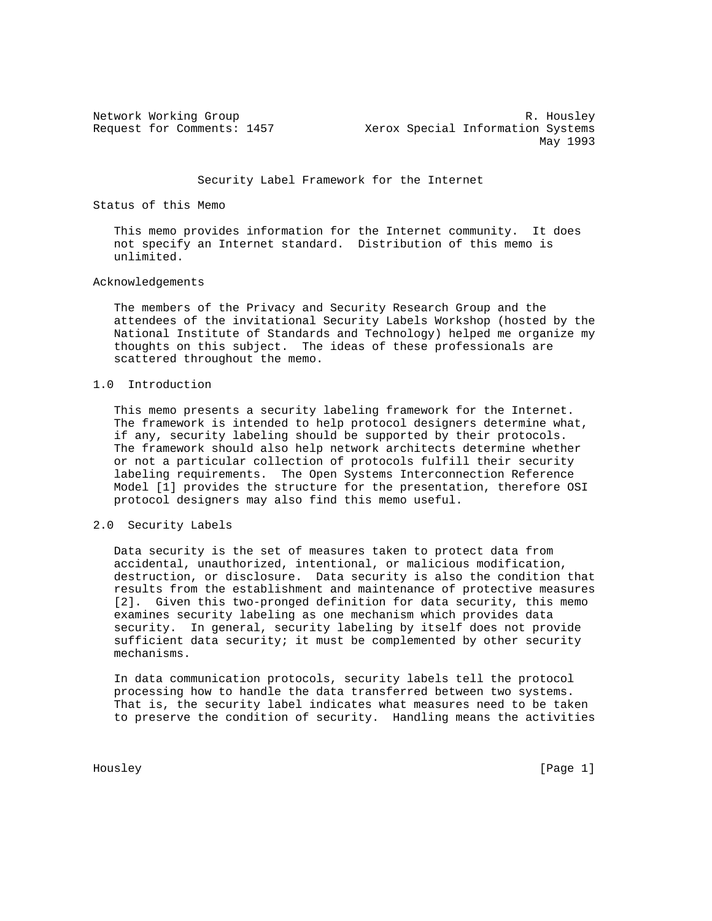Network Working Group R. Housley
Request for Comments: 1457 Xerox Special Information Systems
May 1993

# Security Label Framework for the Internet

## Status of this Memo

This memo provides information for the Internet community. It does not specify an Internet standard. Distribution of this memo is unlimited.

## Acknowledgements

The members of the Privacy and Security Research Group and the attendees of the invitational Security Labels Workshop (hosted by the National Institute of Standards and Technology) helped me organize my thoughts on this subject. The ideas of these professionals are scattered throughout the memo.

## 1.0 Introduction

This memo presents a security labeling framework for the Internet. The framework is intended to help protocol designers determine what, if any, security labeling should be supported by their protocols. The framework should also help network architects determine whether or not a particular collection of protocols fulfill their security labeling requirements. The Open Systems Interconnection Reference Model [1] provides the structure for the presentation, therefore OSI protocol designers may also find this memo useful.

## 2.0 Security Labels

Data security is the set of measures taken to protect data from accidental, unauthorized, intentional, or malicious modification, destruction, or disclosure. Data security is also the condition that results from the establishment and maintenance of protective measures [2]. Given this two-pronged definition for data security, this memo examines security labeling as one mechanism which provides data security. In general, security labeling by itself does not provide sufficient data security; it must be complemented by other security mechanisms.

In data communication protocols, security labels tell the protocol processing how to handle the data transferred between two systems. That is, the security label indicates what measures need to be taken to preserve the condition of security. Handling means the activities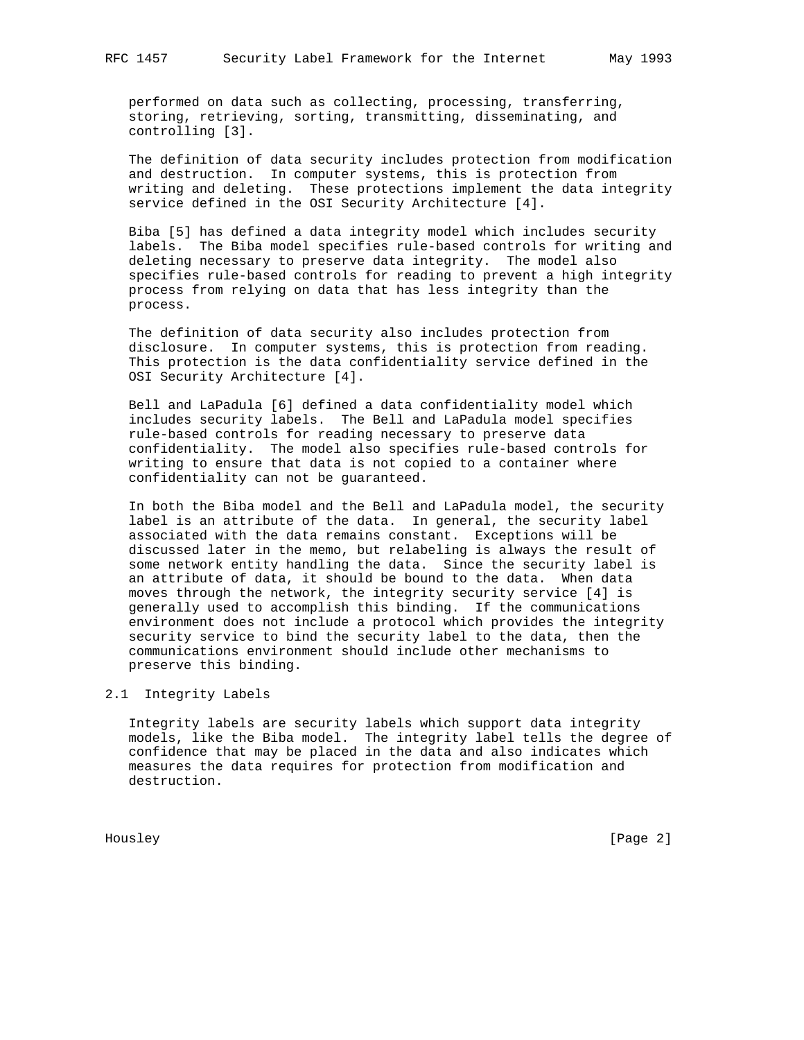performed on data such as collecting, processing, transferring, storing, retrieving, sorting, transmitting, disseminating, and controlling [3].

The definition of data security includes protection from modification and destruction. In computer systems, this is protection from writing and deleting. These protections implement the data integrity service defined in the OSI Security Architecture [4].

Biba [5] has defined a data integrity model which includes security labels. The Biba model specifies rule-based controls for writing and deleting necessary to preserve data integrity. The model also specifies rule-based controls for reading to prevent a high integrity process from relying on data that has less integrity than the process.

The definition of data security also includes protection from disclosure. In computer systems, this is protection from reading. This protection is the data confidentiality service defined in the OSI Security Architecture [4].

Bell and LaPadula [6] defined a data confidentiality model which includes security labels. The Bell and LaPadula model specifies rule-based controls for reading necessary to preserve data confidentiality. The model also specifies rule-based controls for writing to ensure that data is not copied to a container where confidentiality can not be guaranteed.

In both the Biba model and the Bell and LaPadula model, the security label is an attribute of the data. In general, the security label associated with the data remains constant. Exceptions will be discussed later in the memo, but relabeling is always the result of some network entity handling the data. Since the security label is an attribute of data, it should be bound to the data. When data moves through the network, the integrity security service [4] is generally used to accomplish this binding. If the communications environment does not include a protocol which provides the integrity security service to bind the security label to the data, then the communications environment should include other mechanisms to preserve this binding.

## 2.1 Integrity Labels

Integrity labels are security labels which support data integrity models, like the Biba model. The integrity label tells the degree of confidence that may be placed in the data and also indicates which measures the data requires for protection from modification and destruction.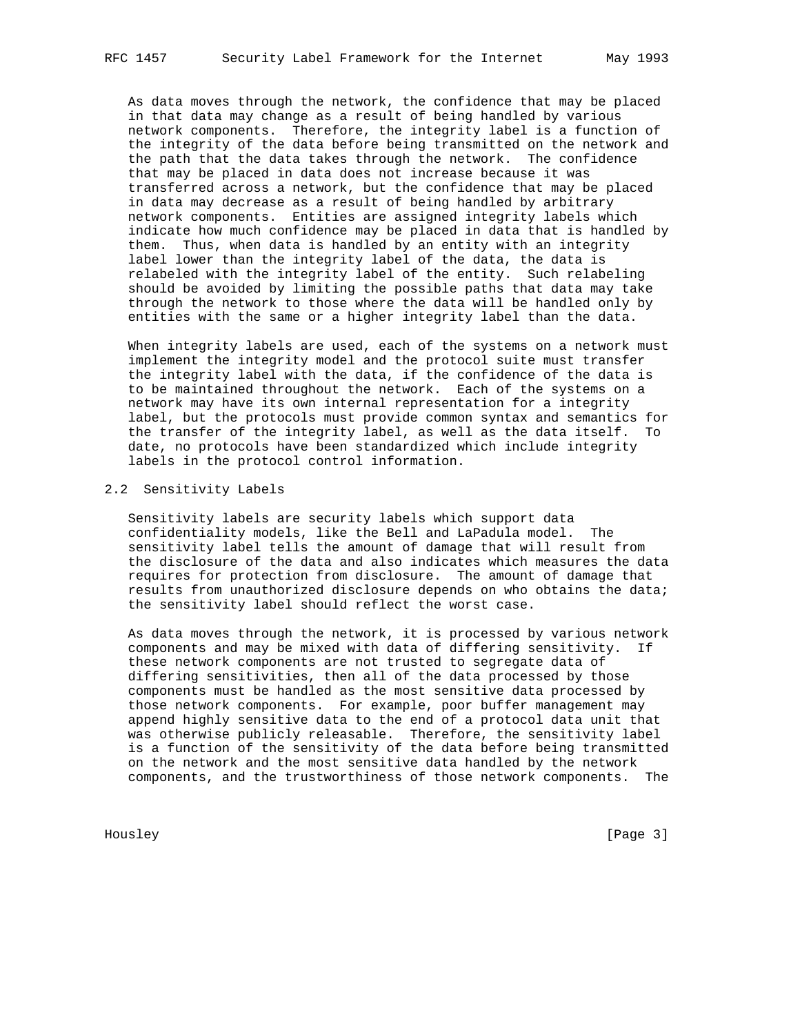As data moves through the network, the confidence that may be placed in that data may change as a result of being handled by various network components. Therefore, the integrity label is a function of the integrity of the data before being transmitted on the network and the path that the data takes through the network. The confidence that may be placed in data does not increase because it was transferred across a network, but the confidence that may be placed in data may decrease as a result of being handled by arbitrary network components. Entities are assigned integrity labels which indicate how much confidence may be placed in data that is handled by them. Thus, when data is handled by an entity with an integrity label lower than the integrity label of the data, the data is relabeled with the integrity label of the entity. Such relabeling should be avoided by limiting the possible paths that data may take through the network to those where the data will be handled only by entities with the same or a higher integrity label than the data.

When integrity labels are used, each of the systems on a network must implement the integrity model and the protocol suite must transfer the integrity label with the data, if the confidence of the data is to be maintained throughout the network. Each of the systems on a network may have its own internal representation for a integrity label, but the protocols must provide common syntax and semantics for the transfer of the integrity label, as well as the data itself. To date, no protocols have been standardized which include integrity labels in the protocol control information.

## 2.2 Sensitivity Labels

Sensitivity labels are security labels which support data confidentiality models, like the Bell and LaPadula model. The sensitivity label tells the amount of damage that will result from the disclosure of the data and also indicates which measures the data requires for protection from disclosure. The amount of damage that results from unauthorized disclosure depends on who obtains the data; the sensitivity label should reflect the worst case.

As data moves through the network, it is processed by various network components and may be mixed with data of differing sensitivity. If these network components are not trusted to segregate data of differing sensitivities, then all of the data processed by those components must be handled as the most sensitive data processed by those network components. For example, poor buffer management may append highly sensitive data to the end of a protocol data unit that was otherwise publicly releasable. Therefore, the sensitivity label is a function of the sensitivity of the data before being transmitted on the network and the most sensitive data handled by the network components, and the trustworthiness of those network components. The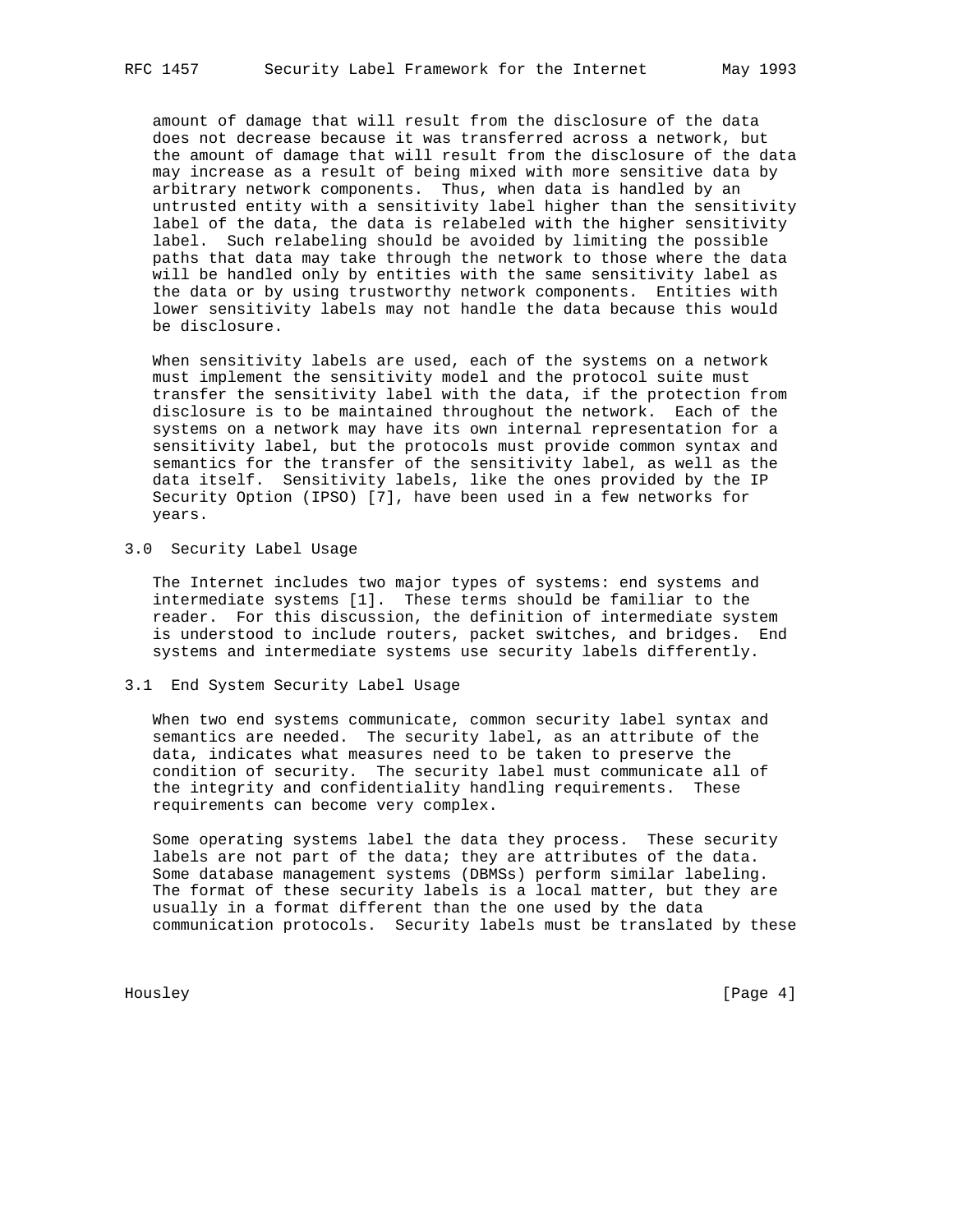amount of damage that will result from the disclosure of the data does not decrease because it was transferred across a network, but the amount of damage that will result from the disclosure of the data may increase as a result of being mixed with more sensitive data by arbitrary network components. Thus, when data is handled by an untrusted entity with a sensitivity label higher than the sensitivity label of the data, the data is relabeled with the higher sensitivity label. Such relabeling should be avoided by limiting the possible paths that data may take through the network to those where the data will be handled only by entities with the same sensitivity label as the data or by using trustworthy network components. Entities with lower sensitivity labels may not handle the data because this would be disclosure.

When sensitivity labels are used, each of the systems on a network must implement the sensitivity model and the protocol suite must transfer the sensitivity label with the data, if the protection from disclosure is to be maintained throughout the network. Each of the systems on a network may have its own internal representation for a sensitivity label, but the protocols must provide common syntax and semantics for the transfer of the sensitivity label, as well as the data itself. Sensitivity labels, like the ones provided by the IP Security Option (IPSO) [7], have been used in a few networks for years.

## 3.0 Security Label Usage

The Internet includes two major types of systems: end systems and intermediate systems [1]. These terms should be familiar to the reader. For this discussion, the definition of intermediate system is understood to include routers, packet switches, and bridges. End systems and intermediate systems use security labels differently.

### 3.1 End System Security Label Usage

When two end systems communicate, common security label syntax and semantics are needed. The security label, as an attribute of the data, indicates what measures need to be taken to preserve the condition of security. The security label must communicate all of the integrity and confidentiality handling requirements. These requirements can become very complex.

Some operating systems label the data they process. These security labels are not part of the data; they are attributes of the data. Some database management systems (DBMSs) perform similar labeling. The format of these security labels is a local matter, but they are usually in a format different than the one used by the data communication protocols. Security labels must be translated by these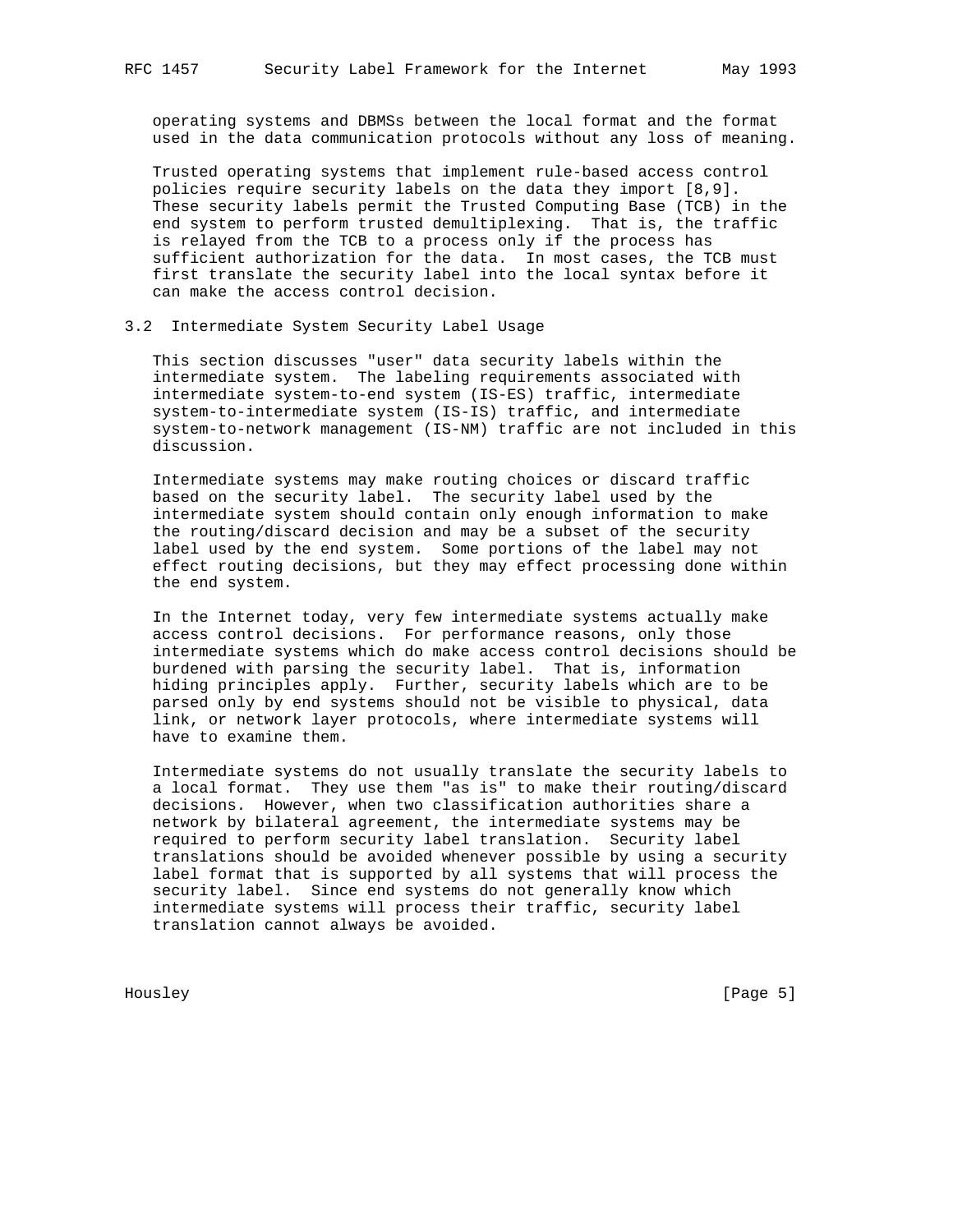operating systems and DBMSs between the local format and the format used in the data communication protocols without any loss of meaning.

Trusted operating systems that implement rule-based access control policies require security labels on the data they import [8,9]. These security labels permit the Trusted Computing Base (TCB) in the end system to perform trusted demultiplexing. That is, the traffic is relayed from the TCB to a process only if the process has sufficient authorization for the data. In most cases, the TCB must first translate the security label into the local syntax before it can make the access control decision.

### 3.2 Intermediate System Security Label Usage

This section discusses "user" data security labels within the intermediate system. The labeling requirements associated with intermediate system-to-end system (IS-ES) traffic, intermediate system-to-intermediate system (IS-IS) traffic, and intermediate system-to-network management (IS-NM) traffic are not included in this discussion.

Intermediate systems may make routing choices or discard traffic based on the security label. The security label used by the intermediate system should contain only enough information to make the routing/discard decision and may be a subset of the security label used by the end system. Some portions of the label may not effect routing decisions, but they may effect processing done within the end system.

In the Internet today, very few intermediate systems actually make access control decisions. For performance reasons, only those intermediate systems which do make access control decisions should be burdened with parsing the security label. That is, information hiding principles apply. Further, security labels which are to be parsed only by end systems should not be visible to physical, data link, or network layer protocols, where intermediate systems will have to examine them.

Intermediate systems do not usually translate the security labels to a local format. They use them "as is" to make their routing/discard decisions. However, when two classification authorities share a network by bilateral agreement, the intermediate systems may be required to perform security label translation. Security label translations should be avoided whenever possible by using a security label format that is supported by all systems that will process the security label. Since end systems do not generally know which intermediate systems will process their traffic, security label translation cannot always be avoided.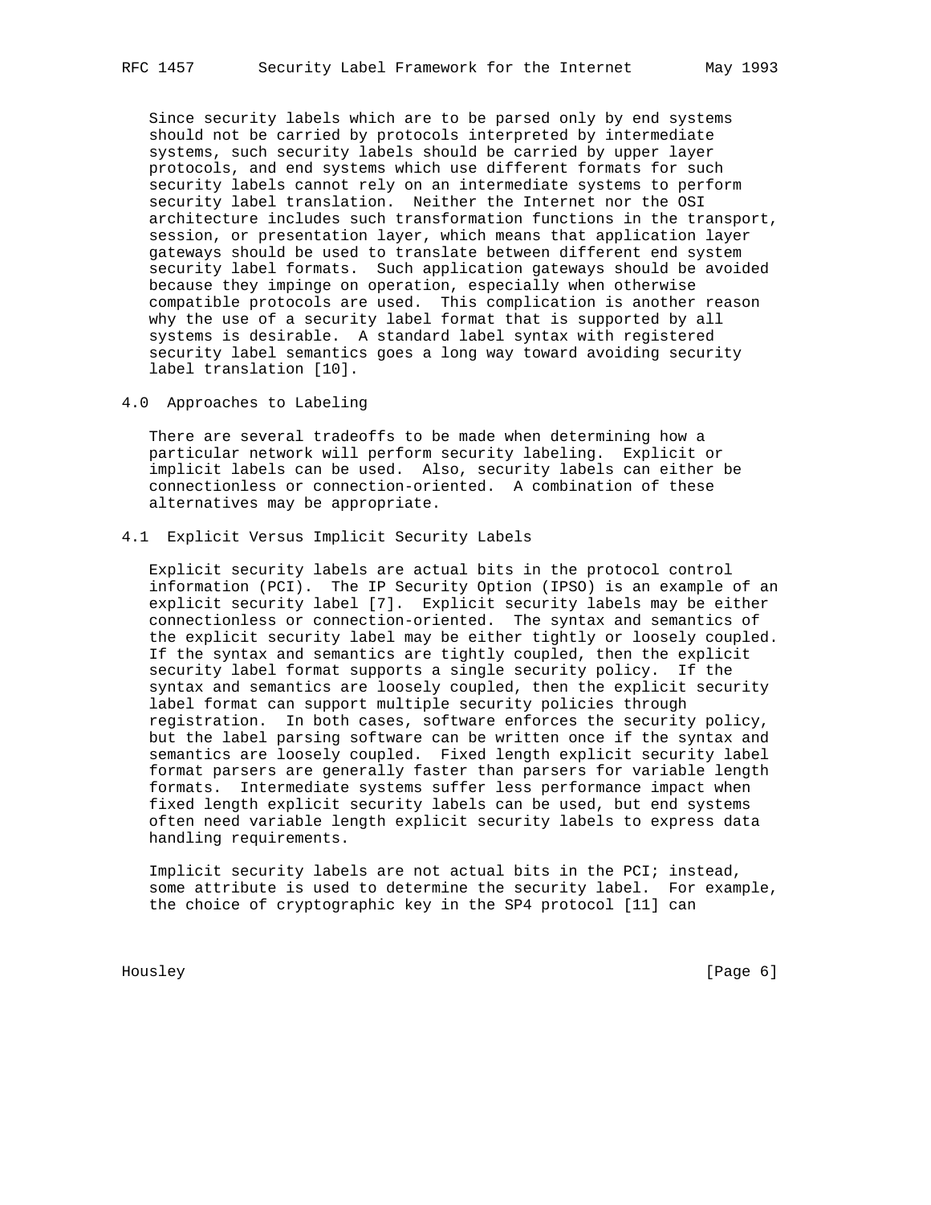Since security labels which are to be parsed only by end systems should not be carried by protocols interpreted by intermediate systems, such security labels should be carried by upper layer protocols, and end systems which use different formats for such security labels cannot rely on an intermediate systems to perform security label translation. Neither the Internet nor the OSI architecture includes such transformation functions in the transport, session, or presentation layer, which means that application layer gateways should be used to translate between different end system security label formats. Such application gateways should be avoided because they impinge on operation, especially when otherwise compatible protocols are used. This complication is another reason why the use of a security label format that is supported by all systems is desirable. A standard label syntax with registered security label semantics goes a long way toward avoiding security label translation [10].

## 4.0 Approaches to Labeling

There are several tradeoffs to be made when determining how a particular network will perform security labeling. Explicit or implicit labels can be used. Also, security labels can either be connectionless or connection-oriented. A combination of these alternatives may be appropriate.

### 4.1 Explicit Versus Implicit Security Labels

Explicit security labels are actual bits in the protocol control information (PCI). The IP Security Option (IPSO) is an example of an explicit security label [7]. Explicit security labels may be either connectionless or connection-oriented. The syntax and semantics of the explicit security label may be either tightly or loosely coupled. If the syntax and semantics are tightly coupled, then the explicit security label format supports a single security policy. If the syntax and semantics are loosely coupled, then the explicit security label format can support multiple security policies through registration. In both cases, software enforces the security policy, but the label parsing software can be written once if the syntax and semantics are loosely coupled. Fixed length explicit security label format parsers are generally faster than parsers for variable length formats. Intermediate systems suffer less performance impact when fixed length explicit security labels can be used, but end systems often need variable length explicit security labels to express data handling requirements.

Implicit security labels are not actual bits in the PCI; instead, some attribute is used to determine the security label. For example, the choice of cryptographic key in the SP4 protocol [11] can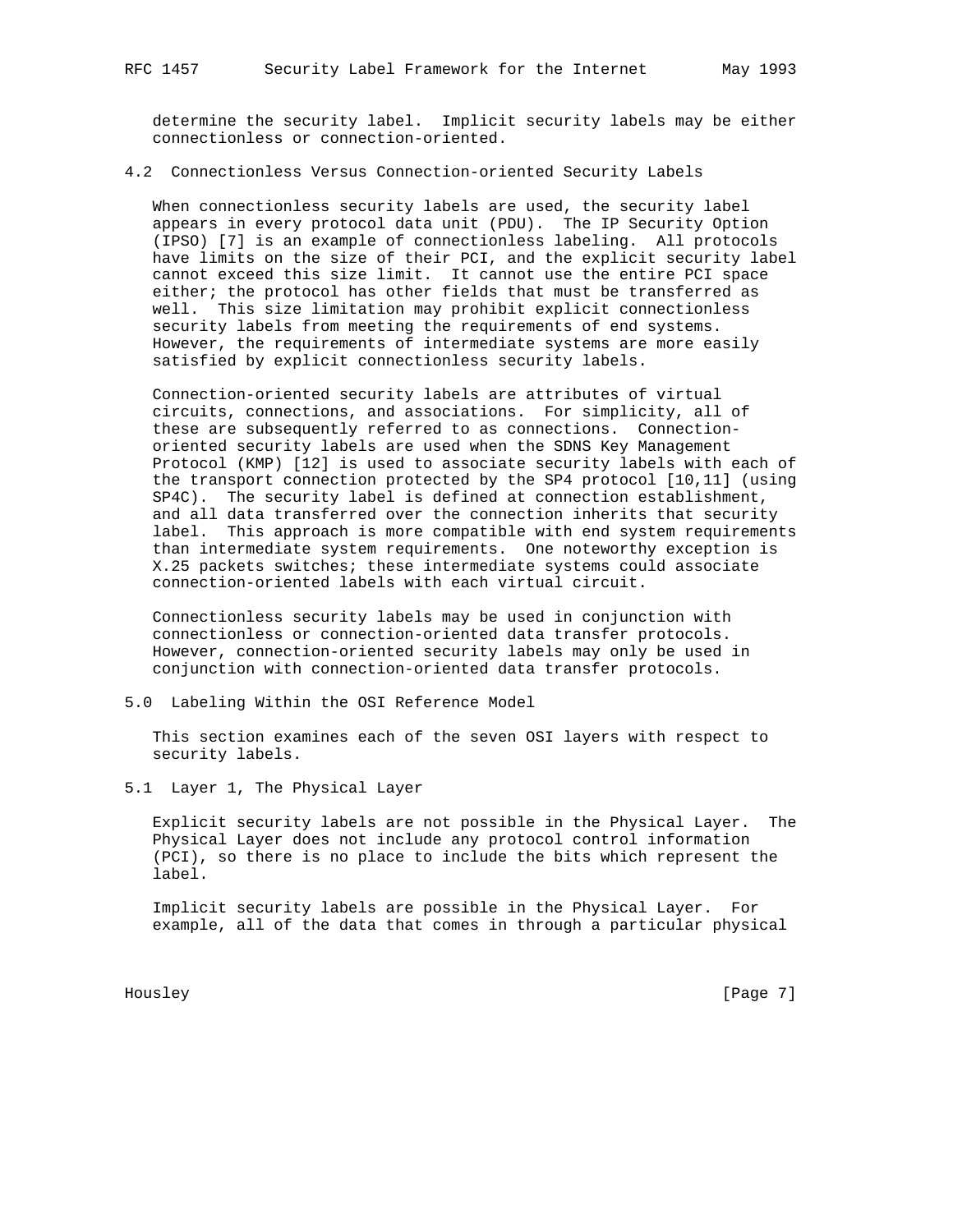determine the security label. Implicit security labels may be either connectionless or connection-oriented.

## 4.2 Connectionless Versus Connection-oriented Security Labels

When connectionless security labels are used, the security label appears in every protocol data unit (PDU). The IP Security Option (IPSO) [7] is an example of connectionless labeling. All protocols have limits on the size of their PCI, and the explicit security label cannot exceed this size limit. It cannot use the entire PCI space either; the protocol has other fields that must be transferred as well. This size limitation may prohibit explicit connectionless security labels from meeting the requirements of end systems. However, the requirements of intermediate systems are more easily satisfied by explicit connectionless security labels.

Connection-oriented security labels are attributes of virtual circuits, connections, and associations. For simplicity, all of these are subsequently referred to as connections. Connection-oriented security labels are used when the SDNS Key Management Protocol (KMP) [12] is used to associate security labels with each of the transport connection protected by the SP4 protocol [10,11] (using SP4C). The security label is defined at connection establishment, and all data transferred over the connection inherits that security label. This approach is more compatible with end system requirements than intermediate system requirements. One noteworthy exception is X.25 packets switches; these intermediate systems could associate connection-oriented labels with each virtual circuit.

Connectionless security labels may be used in conjunction with connectionless or connection-oriented data transfer protocols. However, connection-oriented security labels may only be used in conjunction with connection-oriented data transfer protocols.

# 5.0 Labeling Within the OSI Reference Model

This section examines each of the seven OSI layers with respect to security labels.

## 5.1 Layer 1, The Physical Layer

Explicit security labels are not possible in the Physical Layer. The Physical Layer does not include any protocol control information (PCI), so there is no place to include the bits which represent the label.

Implicit security labels are possible in the Physical Layer. For example, all of the data that comes in through a particular physical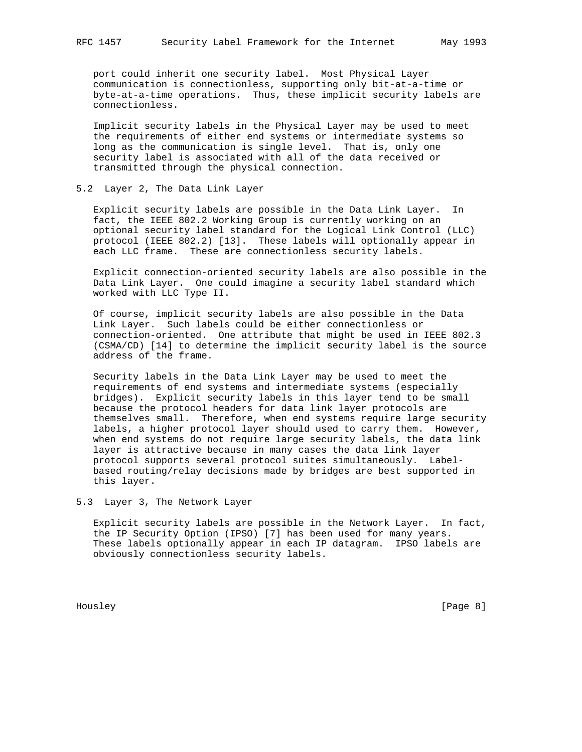port could inherit one security label. Most Physical Layer communication is connectionless, supporting only bit-at-a-time or byte-at-a-time operations. Thus, these implicit security labels are connectionless.

Implicit security labels in the Physical Layer may be used to meet the requirements of either end systems or intermediate systems so long as the communication is single level. That is, only one security label is associated with all of the data received or transmitted through the physical connection.

## 5.2 Layer 2, The Data Link Layer

Explicit security labels are possible in the Data Link Layer. In fact, the IEEE 802.2 Working Group is currently working on an optional security label standard for the Logical Link Control (LLC) protocol (IEEE 802.2) [13]. These labels will optionally appear in each LLC frame. These are connectionless security labels.

Explicit connection-oriented security labels are also possible in the Data Link Layer. One could imagine a security label standard which worked with LLC Type II.

Of course, implicit security labels are also possible in the Data Link Layer. Such labels could be either connectionless or connection-oriented. One attribute that might be used in IEEE 802.3 (CSMA/CD) [14] to determine the implicit security label is the source address of the frame.

Security labels in the Data Link Layer may be used to meet the requirements of end systems and intermediate systems (especially bridges). Explicit security labels in this layer tend to be small because the protocol headers for data link layer protocols are themselves small. Therefore, when end systems require large security labels, a higher protocol layer should used to carry them. However, when end systems do not require large security labels, the data link layer is attractive because in many cases the data link layer protocol supports several protocol suites simultaneously. Label-based routing/relay decisions made by bridges are best supported in this layer.

## 5.3 Layer 3, The Network Layer

Explicit security labels are possible in the Network Layer. In fact, the IP Security Option (IPSO) [7] has been used for many years. These labels optionally appear in each IP datagram. IPSO labels are obviously connectionless security labels.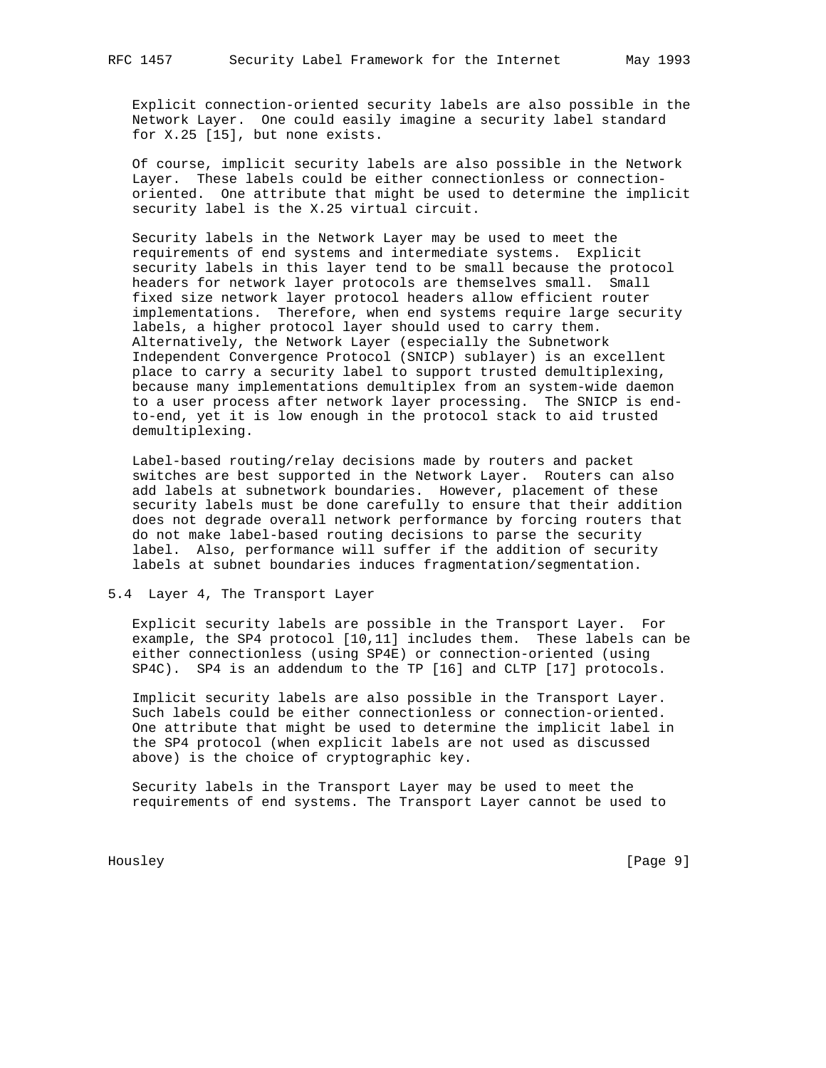Explicit connection-oriented security labels are also possible in the Network Layer. One could easily imagine a security label standard for X.25 [15], but none exists.

Of course, implicit security labels are also possible in the Network Layer. These labels could be either connectionless or connection-oriented. One attribute that might be used to determine the implicit security label is the X.25 virtual circuit.

Security labels in the Network Layer may be used to meet the requirements of end systems and intermediate systems. Explicit security labels in this layer tend to be small because the protocol headers for network layer protocols are themselves small. Small fixed size network layer protocol headers allow efficient router implementations. Therefore, when end systems require large security labels, a higher protocol layer should used to carry them. Alternatively, the Network Layer (especially the Subnetwork Independent Convergence Protocol (SNICP) sublayer) is an excellent place to carry a security label to support trusted demultiplexing, because many implementations demultiplex from an system-wide daemon to a user process after network layer processing. The SNICP is end-to-end, yet it is low enough in the protocol stack to aid trusted demultiplexing.

Label-based routing/relay decisions made by routers and packet switches are best supported in the Network Layer. Routers can also add labels at subnetwork boundaries. However, placement of these security labels must be done carefully to ensure that their addition does not degrade overall network performance by forcing routers that do not make label-based routing decisions to parse the security label. Also, performance will suffer if the addition of security labels at subnet boundaries induces fragmentation/segmentation.

## 5.4 Layer 4, The Transport Layer

Explicit security labels are possible in the Transport Layer. For example, the SP4 protocol [10,11] includes them. These labels can be either connectionless (using SP4E) or connection-oriented (using SP4C). SP4 is an addendum to the TP [16] and CLTP [17] protocols.

Implicit security labels are also possible in the Transport Layer. Such labels could be either connectionless or connection-oriented. One attribute that might be used to determine the implicit label in the SP4 protocol (when explicit labels are not used as discussed above) is the choice of cryptographic key.

Security labels in the Transport Layer may be used to meet the requirements of end systems. The Transport Layer cannot be used to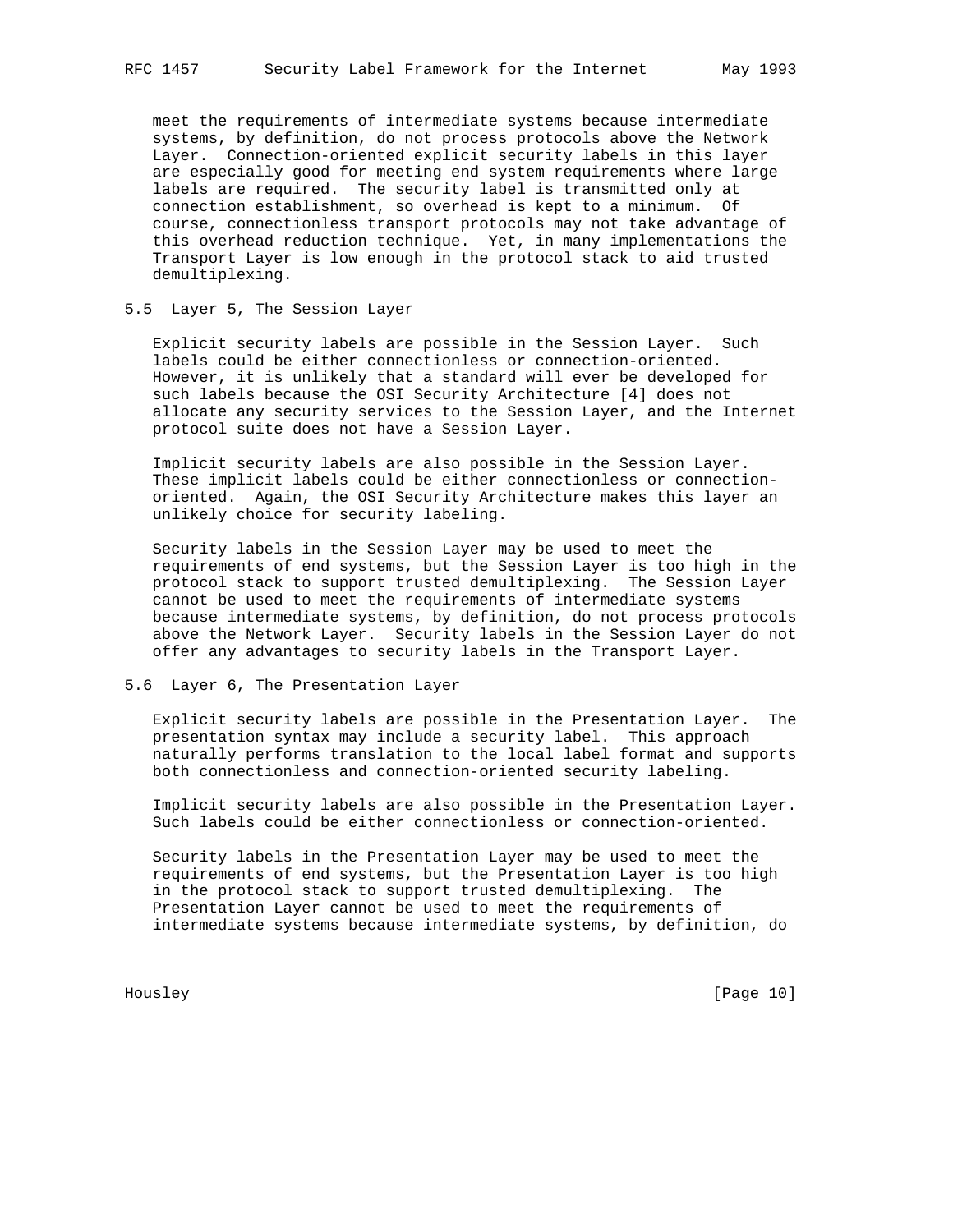meet the requirements of intermediate systems because intermediate systems, by definition, do not process protocols above the Network Layer. Connection-oriented explicit security labels in this layer are especially good for meeting end system requirements where large labels are required. The security label is transmitted only at connection establishment, so overhead is kept to a minimum. Of course, connectionless transport protocols may not take advantage of this overhead reduction technique. Yet, in many implementations the Transport Layer is low enough in the protocol stack to aid trusted demultiplexing.

## 5.5 Layer 5, The Session Layer

Explicit security labels are possible in the Session Layer. Such labels could be either connectionless or connection-oriented. However, it is unlikely that a standard will ever be developed for such labels because the OSI Security Architecture [4] does not allocate any security services to the Session Layer, and the Internet protocol suite does not have a Session Layer.

Implicit security labels are also possible in the Session Layer. These implicit labels could be either connectionless or connection-oriented. Again, the OSI Security Architecture makes this layer an unlikely choice for security labeling.

Security labels in the Session Layer may be used to meet the requirements of end systems, but the Session Layer is too high in the protocol stack to support trusted demultiplexing. The Session Layer cannot be used to meet the requirements of intermediate systems because intermediate systems, by definition, do not process protocols above the Network Layer. Security labels in the Session Layer do not offer any advantages to security labels in the Transport Layer.

## 5.6 Layer 6, The Presentation Layer

Explicit security labels are possible in the Presentation Layer. The presentation syntax may include a security label. This approach naturally performs translation to the local label format and supports both connectionless and connection-oriented security labeling.

Implicit security labels are also possible in the Presentation Layer. Such labels could be either connectionless or connection-oriented.

Security labels in the Presentation Layer may be used to meet the requirements of end systems, but the Presentation Layer is too high in the protocol stack to support trusted demultiplexing. The Presentation Layer cannot be used to meet the requirements of intermediate systems because intermediate systems, by definition, do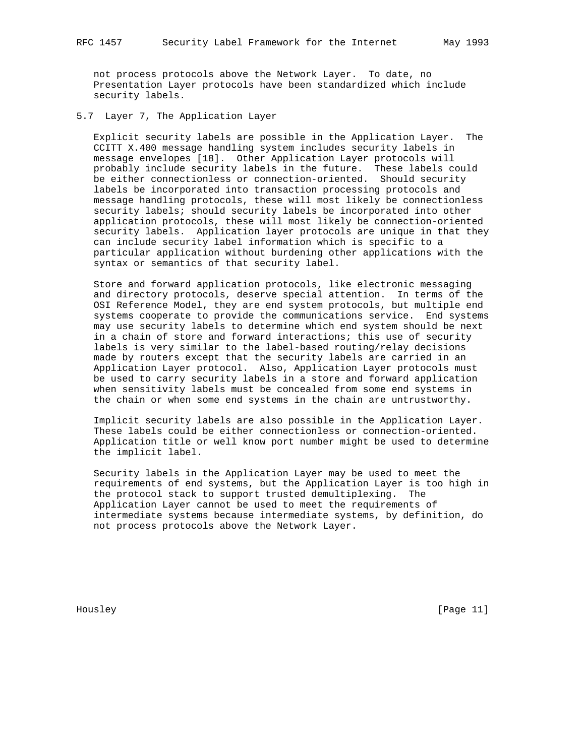not process protocols above the Network Layer. To date, no Presentation Layer protocols have been standardized which include security labels.

### 5.7 Layer 7, The Application Layer

Explicit security labels are possible in the Application Layer. The CCITT X.400 message handling system includes security labels in message envelopes [18]. Other Application Layer protocols will probably include security labels in the future. These labels could be either connectionless or connection-oriented. Should security labels be incorporated into transaction processing protocols and message handling protocols, these will most likely be connectionless security labels; should security labels be incorporated into other application protocols, these will most likely be connection-oriented security labels. Application layer protocols are unique in that they can include security label information which is specific to a particular application without burdening other applications with the syntax or semantics of that security label.

Store and forward application protocols, like electronic messaging and directory protocols, deserve special attention. In terms of the OSI Reference Model, they are end system protocols, but multiple end systems cooperate to provide the communications service. End systems may use security labels to determine which end system should be next in a chain of store and forward interactions; this use of security labels is very similar to the label-based routing/relay decisions made by routers except that the security labels are carried in an Application Layer protocol. Also, Application Layer protocols must be used to carry security labels in a store and forward application when sensitivity labels must be concealed from some end systems in the chain or when some end systems in the chain are untrustworthy.

Implicit security labels are also possible in the Application Layer. These labels could be either connectionless or connection-oriented. Application title or well know port number might be used to determine the implicit label.

Security labels in the Application Layer may be used to meet the requirements of end systems, but the Application Layer is too high in the protocol stack to support trusted demultiplexing. The Application Layer cannot be used to meet the requirements of intermediate systems because intermediate systems, by definition, do not process protocols above the Network Layer.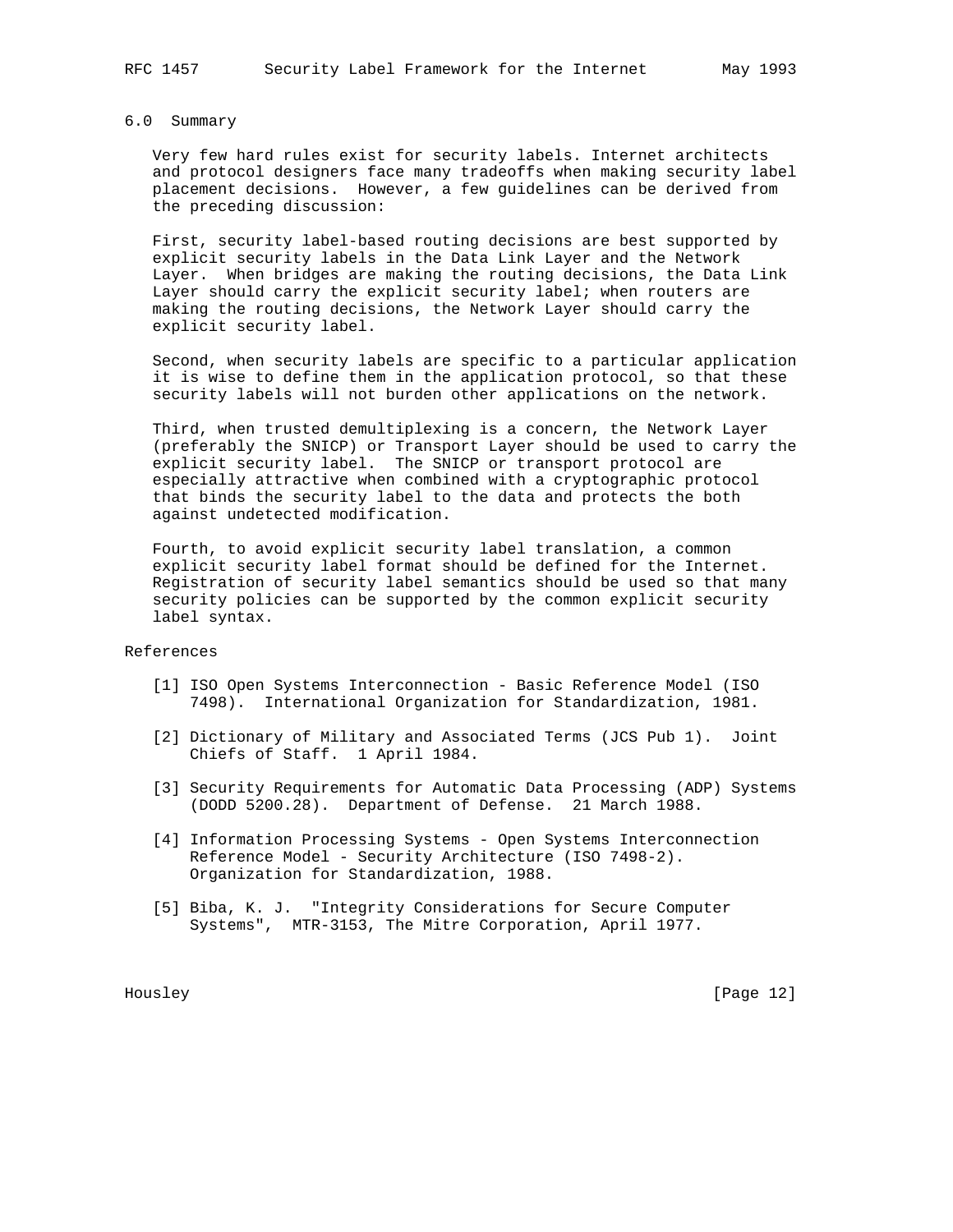## 6.0 Summary

Very few hard rules exist for security labels. Internet architects and protocol designers face many tradeoffs when making security label placement decisions. However, a few guidelines can be derived from the preceding discussion:

First, security label-based routing decisions are best supported by explicit security labels in the Data Link Layer and the Network Layer. When bridges are making the routing decisions, the Data Link Layer should carry the explicit security label; when routers are making the routing decisions, the Network Layer should carry the explicit security label.

Second, when security labels are specific to a particular application it is wise to define them in the application protocol, so that these security labels will not burden other applications on the network.

Third, when trusted demultiplexing is a concern, the Network Layer (preferably the SNICP) or Transport Layer should be used to carry the explicit security label. The SNICP or transport protocol are especially attractive when combined with a cryptographic protocol that binds the security label to the data and protects the both against undetected modification.

Fourth, to avoid explicit security label translation, a common explicit security label format should be defined for the Internet. Registration of security label semantics should be used so that many security policies can be supported by the common explicit security label syntax.

## References

[1] ISO Open Systems Interconnection - Basic Reference Model (ISO 7498). International Organization for Standardization, 1981.

[2] Dictionary of Military and Associated Terms (JCS Pub 1). Joint Chiefs of Staff. 1 April 1984.

[3] Security Requirements for Automatic Data Processing (ADP) Systems (DODD 5200.28). Department of Defense. 21 March 1988.

[4] Information Processing Systems - Open Systems Interconnection Reference Model - Security Architecture (ISO 7498-2). Organization for Standardization, 1988.

[5] Biba, K. J. "Integrity Considerations for Secure Computer Systems", MTR-3153, The Mitre Corporation, April 1977.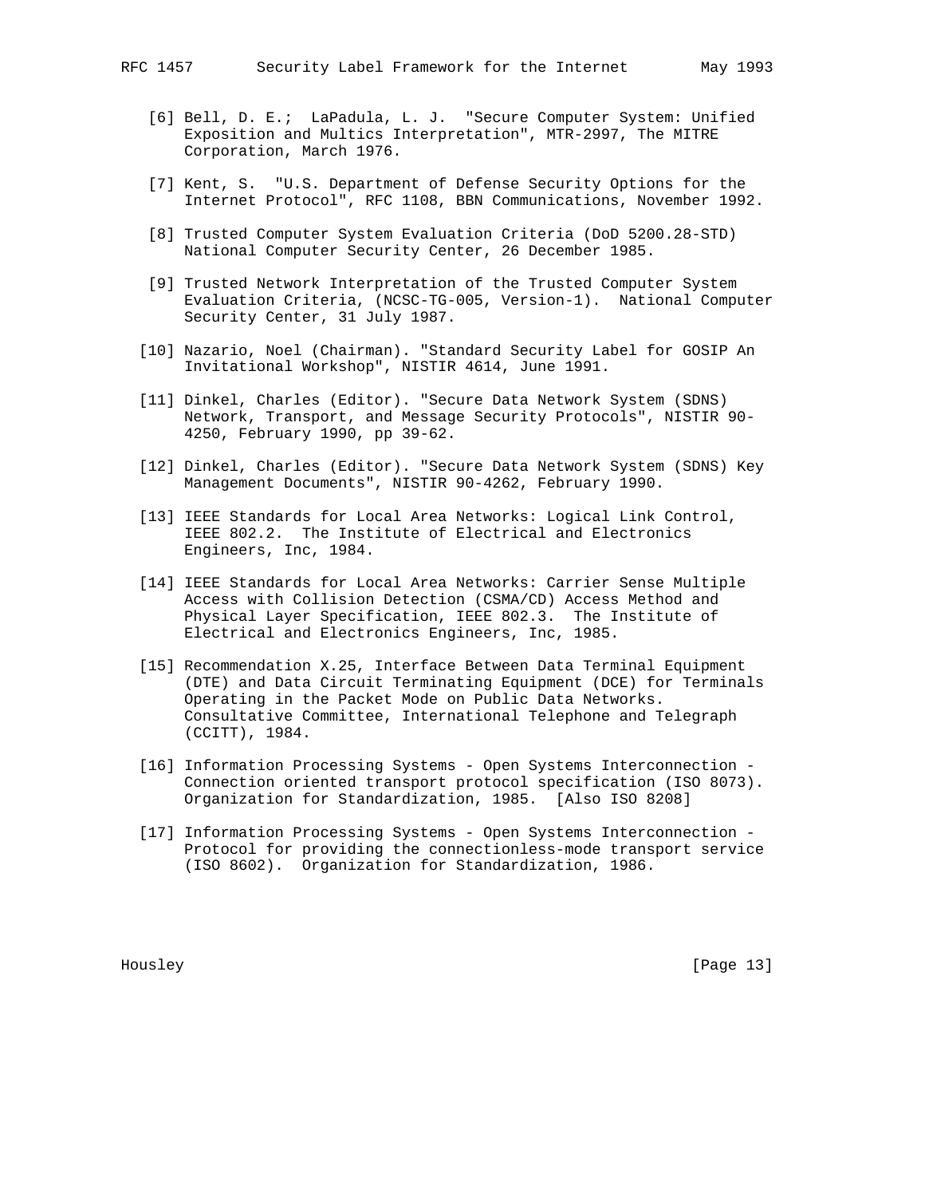[6] Bell, D. E.; LaPadula, L. J. "Secure Computer System: Unified Exposition and Multics Interpretation", MTR-2997, The MITRE Corporation, March 1976.

[7] Kent, S. "U.S. Department of Defense Security Options for the Internet Protocol", RFC 1108, BBN Communications, November 1992.

[8] Trusted Computer System Evaluation Criteria (DoD 5200.28-STD) National Computer Security Center, 26 December 1985.

[9] Trusted Network Interpretation of the Trusted Computer System Evaluation Criteria, (NCSC-TG-005, Version-1). National Computer Security Center, 31 July 1987.

[10] Nazario, Noel (Chairman). "Standard Security Label for GOSIP An Invitational Workshop", NISTIR 4614, June 1991.

[11] Dinkel, Charles (Editor). "Secure Data Network System (SDNS) Network, Transport, and Message Security Protocols", NISTIR 90-4250, February 1990, pp 39-62.

[12] Dinkel, Charles (Editor). "Secure Data Network System (SDNS) Key Management Documents", NISTIR 90-4262, February 1990.

[13] IEEE Standards for Local Area Networks: Logical Link Control, IEEE 802.2. The Institute of Electrical and Electronics Engineers, Inc, 1984.

[14] IEEE Standards for Local Area Networks: Carrier Sense Multiple Access with Collision Detection (CSMA/CD) Access Method and Physical Layer Specification, IEEE 802.3. The Institute of Electrical and Electronics Engineers, Inc, 1985.

[15] Recommendation X.25, Interface Between Data Terminal Equipment (DTE) and Data Circuit Terminating Equipment (DCE) for Terminals Operating in the Packet Mode on Public Data Networks. Consultative Committee, International Telephone and Telegraph (CCITT), 1984.

[16] Information Processing Systems - Open Systems Interconnection - Connection oriented transport protocol specification (ISO 8073). Organization for Standardization, 1985. [Also ISO 8208]

[17] Information Processing Systems - Open Systems Interconnection - Protocol for providing the connectionless-mode transport service (ISO 8602). Organization for Standardization, 1986.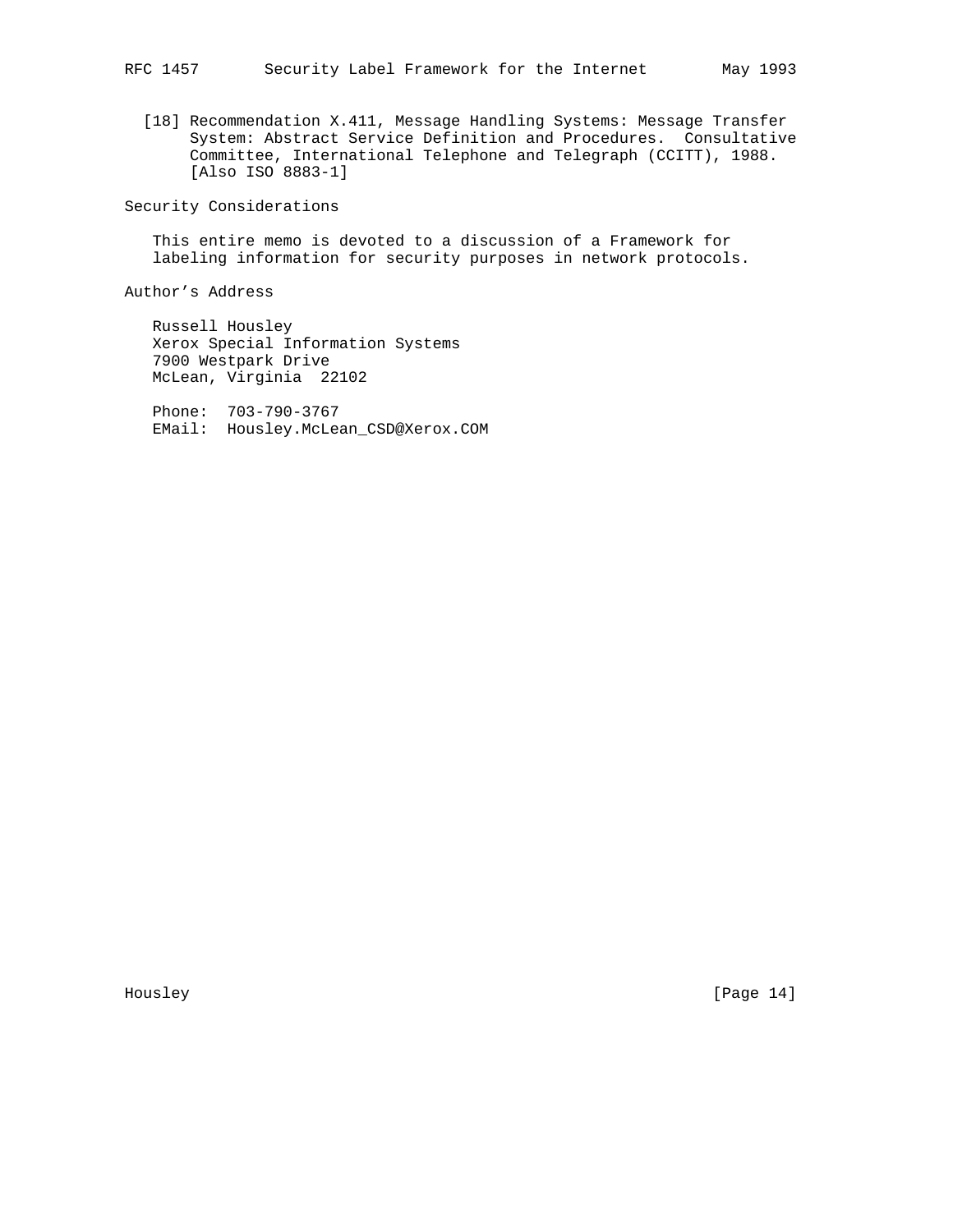[18] Recommendation X.411, Message Handling Systems: Message Transfer System: Abstract Service Definition and Procedures. Consultative Committee, International Telephone and Telegraph (CCITT), 1988. [Also ISO 8883-1]

## Security Considerations

This entire memo is devoted to a discussion of a Framework for labeling information for security purposes in network protocols.

## Author's Address

Russell Housley
Xerox Special Information Systems
7900 Westpark Drive
McLean, Virginia 22102

Phone: 703-790-3767
EMail: Housley.McLean_CSD@Xerox.COM